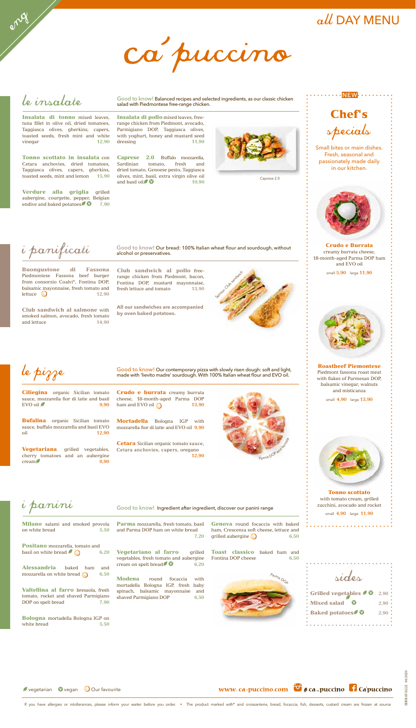eng

# all DAY MENU

# Ca'puccino

## le insalate

Good to know! Balanced recipes and selected ingredients, as our classic chicken salad with Piedmontese free-range chicken.

**Insalata di tonno** mixed leaves, tuna fillet in olive oil, dried tomatoes, Taggiasca olives, gherkins, capers, toasted seeds, fresh mint and white vinegar **12,90**

**Tonno scottato in insalata** con Cetara anchovies, dried tomatoes, Taggiasca olives, capers, gherkins, toasted seeds, mint and lemon **15,90**

**Verdure alla griglia** grilled aubergine, courgette, pepper, Belgian endive and baked potatoes (vegetarian) (vegan) **7,90**

**Insalata di pollo** mixed leaves, free-range chicken from Piedmont, avocado, Parmigiano DOP, Taggiasca olives, with yoghurt, honey and mustard seed dressing **11,90**

**Caprese 2.0** Buffalo mozzarella, Sardinian tomato, fresh and dried tomato, Genoese pesto, Taggiasca olives, mint, basil, extra virgin olive oil and basil oil (vegetarian) (vegan) **10,90**

Caprese 2.0

## i panificati

Good to know! Our bread: 100% Italian wheat flour and sourdough, without alcohol or preservatives.

**Buongustone di Fassona** Piedmontese Fassona beef burger from consorzio Coalvi*, Fontina DOP, balsamic mayonnaise, fresh tomato and lettuce (Our favourite) **12,90**

**Club sandwich al salmone** with smoked salmon, avocado, fresh tomato and lettuce **14,90**

**Club sandwich al pollo** free-range chicken from Piedmont, bacon, Fontina DOP, mustard mayonnaise, fresh lettuce and tomato **13,90**

**All our sandwiches are accompanied by oven baked potatoes.**

Salmon Club sandwich

## le pizze

Good to know! Our contemporary pizza with slowly risen dough: soft and light, made with 'lievito madre' sourdough. With 100% Italian wheat flour and EVO oil.

**Ciliegina** organic Sicilian tomato sauce, mozzarella fior di latte and basil EVO oil (vegetarian) **9,90**

**Bufalina** organic Sicilian tomato sauce, buffalo mozzarella and basil EVO oil **12,90**

**Vegetariana** grilled vegetables, cherry tomatoes and an aubergine cream (vegetarian) **8,90**

**Crudo e burrata** creamy burrata cheese, 18-month-aged Parma DOP ham and EVO oil (Our favourite) **13,90**

**Mortadella** Bologna IGP with mozzarella fior di latte and EVO oil **9,90**

**Cetara** Sicilian organic tomato sauce, Cetara anchovies, capers, oregano **12,90**

Parma DOP and burrata

## i panini

Good to know! Ingredient after ingredient, discover our panini range

**Milano** salami and smoked provola on white bread **5,50**

**Positano** mozzarella, tomato and basil on white bread (vegetarian) (Our favourite) **6,20**

**Alessandria** baked ham and mozzarella on white bread (Our favourite) **6,50**

**Valtellina al farro** bresaola, fresh tomato, rocket and shaved Parmigiano DOP on spelt bread **7,90**

**Bologna** mortadella Bologna IGP on white bread **5,50**

**Parma** mozzarella, fresh tomato, basil and Parma DOP ham on white bread **7,20**

**Vegetariano al farro** grilled vegetables, fresh tomato and aubergine cream on spelt bread (vegetarian) (vegan) **6,20**

**Modena** round focaccia with mortadella Bologna IGP, fresh baby spinach, balsamic mayonnaise and shaved Parmigiano DOP **6,50**

**Genova** round focaccia with baked ham, Crescenza soft cheese, lettuce and grilled aubergine (Our favourite) **6,50**

**Toast classico** baked ham and Fontina DOP cheese **6,50**

Parma DOP

## NEW — Chef's specials

Small bites or main dishes. Fresh, seasonal and passionately made daily in our kitchen.

**Crudo e Burrata**
creamy burrata cheese, 18-month-aged Parma DOP ham and EVO oil
small **5,90** large **11,90**

**Roastbeef Piemontese**
Piedmont fassona roast meat with flakes of Parmesan DOP, balsamic vinegar, walnuts and misticanza
small **4,90** large **13,90**

**Tonno scottato**
with tomato cream, grilled zucchini, avocado and rocket
small **4,90** large **11,90**

## sides

| | |
|---|---|
| **Grilled vegetables** (vegetarian) (vegan) | 2,90 |
| **Mixed salad** (vegan) | 2,90 |
| **Baked potatoes** (vegetarian) (vegan) | 2,90 |

vegetarian · vegan · Our favourite

www. ca-puccino.com · #ca_puccino · Ca'puccino

If you have allergies or intollerances, please inform your waiter before you order. • The product marked with* and croissanterie, bread, focaccia, fish, desserts, custard cream are frozen at source

SERRAVALLE 06/2020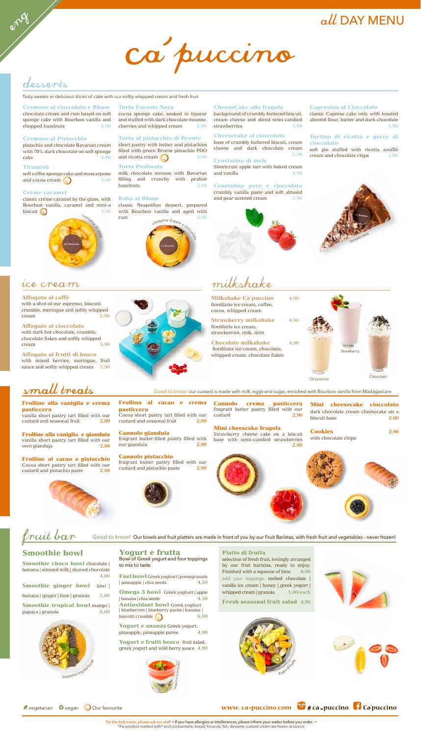eng

# all DAY MENU

# Ca'puccino

## desserts

Tasty sweets or delicious slices of cake with our softly whipped cream and fresh fruit

**Cremoso al cioccolato e Rhum**
chocolate cream and rum based on soft sponge cake with Bourbon vanilla and chopped hazelnuts 5,90

**Cremoso al Pistacchio**
pistachio and chocolate Bavarian cream with 70% dark chocolate on soft sponge cake 5,90

**Tiramisù**
soft coffee sponge cake and mascarpone and cocoa cream 5,90

**Crème caramel**
classic crème caramel by the glass, with Bourbon vanilla, caramel and mini-a biscuit 5,90

crostatina di mela

**Torta Foresta Nera**
cocoa sponge cake, soaked in liqueur and stuffed with dark chocolate mousse, cherries and whipped cream 5,90

**Torta al pistacchio di Bronte**
short pastry with butter and pistachios filled with green Bronte pistachio PDO and ricotta cream 5,90

**Torta Pralinata**
milk chocolate mousse with Bavarian filling and crunchy with praline hazelnuts 5,90

**Babà al Rhum**
classic Neapolitan dessert, prepared with Bourbon vanilla and aged with rum 5,90

crostatina di pere e cioccolato

**CheeseCake alla fragola**
background of crumbly buttered biscuit, cream cheese and diced semi-candied strawberries 5,90

**Cheesecake al cioccolato**
base of crumbly buttered biscuit, cream cheese and dark chocolate cream 5,90

**Crostatina di mele**
Shortcrust apple tart with baked cream and vanilla 4,90

**Crostatina pere e cioccolato**
crumbly vanilla paste and soft almond and pear scented cream 5,90

**Capresina al Cioccolato**
classic Caprese cake only with toasted almond flour, butter and dark chocolate 5,90

**Tortino di ricotta e gocce di cioccolato**
soft pie stuffed with ricotta soufflè cream and chocolate chips 5,90

foresta nera

## ice cream

**Affogato al caffè**
with a shot of our espresso, biscotti crumble, meringue and softly whipped cream 5,90

**Affogato al cioccolato**
with dark hot chocolate, crumble, chocolate flakes and softly whipped cream 5,90

**Affogato ai frutti di bosco**
with mixed berries, meringue, fruit sauce and softly whipped cream 5,90

## milkshake

**Milkshake Ca'puccino** 4,90
fiordilatte ice cream, coffee, cocoa, whipped cream

**Strawberry milkshake** 4,90
fiordilatte ice cream, strawberries, milk, mint

**Chocolate milkshake** 4,90
fiordilatte ice cream, chocolate, whipped cream, chocolate flakes

Strawberry
Ca'puccino
Chocolate

## small treats

Good to know! our custard is made with milk, eggs and sugar, enriched with Bourbon vanilla from Madagascare

**Frolline alla vaniglia e crema pasticcera**
vanilla short pastry tart filled with our custard and seasonal fruit 2,00

**Frolline alla vaniglia e gianduia**
vanilla short pastry tart filled with our own gianduja 2,00

**Frolline al cacao e pistacchio**
Cocoa short pastry tart filled with our custard and pistachio paste 2,00

**Frollina al cacao e crema pasticcera**
Cocoa short pastry tart filled with our custard and seasonal fruit 2,00

**Cannolo gianduia**
fragrant butter-filled pastry filled with our gianduia 2,90

**Cannolo pistacchio**
fragrant butter pastry filled with our custard and pistachio paste 2,90

**Cannolo crema pasticcera**
fragrant butter pastry filled with our custard 2,90

**Mini cheesecake fragola**
Strawberry cheese cake on a biscuit base with semi-candied strawberries 2,00

**Mini cheesecake cioccolato**
dark chocolate cream cheesecake on a biscuit base 2,00

**Cookies** 2,90
with chocolate chips

## fruit bar

Good to know! Our bowls and fruit platters are made in front of you by our Fruit Baristas, with fresh fruit and vegetables - never frozen!

### Smoothie bowl

**Smoothie choco bowl** chocolate | banana | almond milk | shaved chocolate 4,00

**Smoothie ginger bowl** kiwi | banana | ginger | lime | granola 5,00

**Smoothie tropical bowl** mango | papaya | granola 6,00

Smoothie tropical bowl

### Yogurt e frutta

Bowl of Greek yogurt and four toppings to mix to taste

**Fuel bowl** Greek yoghurt | pomegranate | pineapple | chia seeds 4,50

**Omega 3 bowl** Greek yoghurt | apple | banana | chia seeds 4,50

**Antioxidant bowl** Greek yoghurt | blueberries | blueberry purée | banana | biscotti crumble 6,00

**Yogurt e ananas** Greek yogurt, pineapple, pineapple puree 4,90

**Yogurt e frutti bosco** fruit salad, greek yogurt and wild berry sauce 4,90

Yogurt e frutti bosco

**Piatto di frutta**
selection of fresh fruit, lovingly arranged by our fruit baristas, ready to enjoy. Finished with a squeeze of lime 8,90
add your toppings: melted chocolate | vanilla ice cream | honey | greek yogurt | whipped cream | granola 1,00/each

**Fresh seasonal fruit salad** 4,90

Piatto di frutta

vegetarian vegan Our favourite

www.ca-puccino.com #ca_puccino Ca'puccino

*For the kids menu, please ask our staff* • If you have allergies or intollerances, please inform your waiter before you order. •
The product marked with* and croissanterie, bread, focaccia, fish, desserts, custard cream are frozen at source